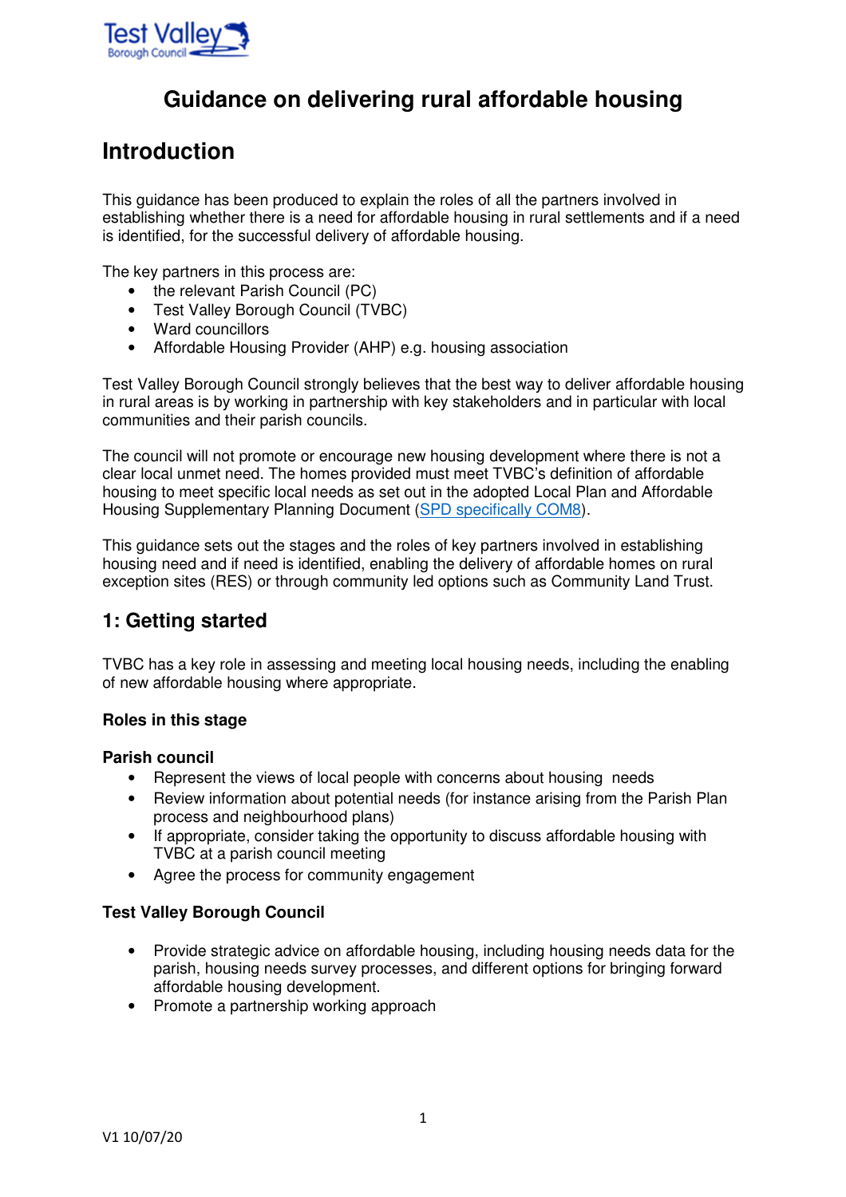# Guidance on delivering rural affordable housing

## Introduction

This guidance has been produced to explain the roles of all the partners involved in establishing whether there is a need for affordable housing in rural settlements and if a need is identified, for the successful delivery of affordable housing.

The key partners in this process are:

- the relevant Parish Council (PC)
- Test Valley Borough Council (TVBC)
- Ward councillors
- Affordable Housing Provider (AHP) e.g. housing association

Test Valley Borough Council strongly believes that the best way to deliver affordable housing in rural areas is by working in partnership with key stakeholders and in particular with local communities and their parish councils.

The council will not promote or encourage new housing development where there is not a clear local unmet need. The homes provided must meet TVBC's definition of affordable housing to meet specific local needs as set out in the adopted Local Plan and Affordable Housing Supplementary Planning Document (SPD specifically COM8).

This guidance sets out the stages and the roles of key partners involved in establishing housing need and if need is identified, enabling the delivery of affordable homes on rural exception sites (RES) or through community led options such as Community Land Trust.

## 1: Getting started

TVBC has a key role in assessing and meeting local housing needs, including the enabling of new affordable housing where appropriate.

### Roles in this stage

#### Parish council

- Represent the views of local people with concerns about housing needs
- Review information about potential needs (for instance arising from the Parish Plan process and neighbourhood plans)
- If appropriate, consider taking the opportunity to discuss affordable housing with TVBC at a parish council meeting
- Agree the process for community engagement

#### Test Valley Borough Council

- Provide strategic advice on affordable housing, including housing needs data for the parish, housing needs survey processes, and different options for bringing forward affordable housing development.
- Promote a partnership working approach

V1 10/07/20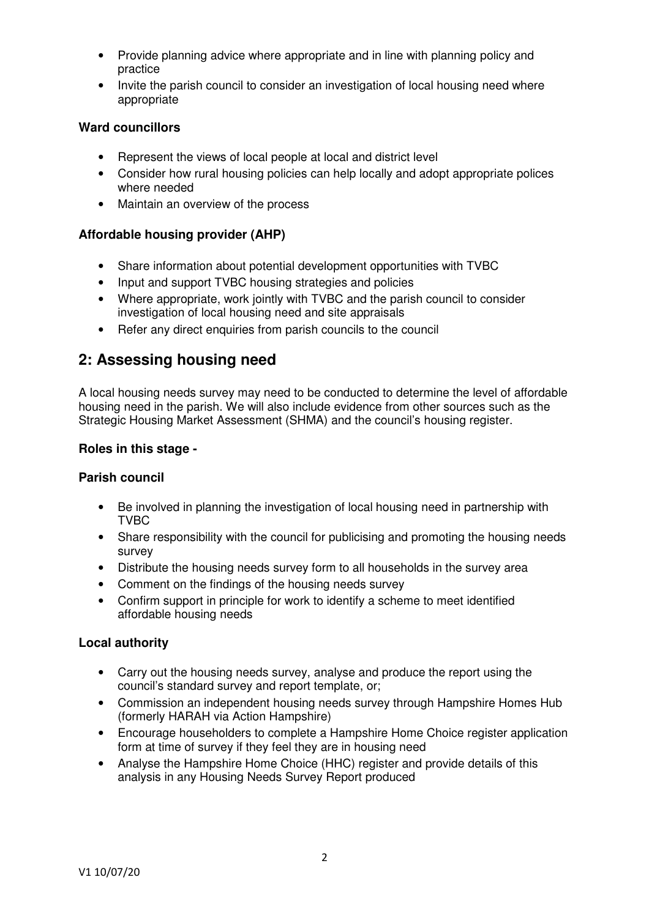- Provide planning advice where appropriate and in line with planning policy and practice
- Invite the parish council to consider an investigation of local housing need where appropriate

**Ward councillors**

- Represent the views of local people at local and district level
- Consider how rural housing policies can help locally and adopt appropriate polices where needed
- Maintain an overview of the process

**Affordable housing provider (AHP)**

- Share information about potential development opportunities with TVBC
- Input and support TVBC housing strategies and policies
- Where appropriate, work jointly with TVBC and the parish council to consider investigation of local housing need and site appraisals
- Refer any direct enquiries from parish councils to the council

## 2: Assessing housing need

A local housing needs survey may need to be conducted to determine the level of affordable housing need in the parish. We will also include evidence from other sources such as the Strategic Housing Market Assessment (SHMA) and the council's housing register.

**Roles in this stage -**

**Parish council**

- Be involved in planning the investigation of local housing need in partnership with TVBC
- Share responsibility with the council for publicising and promoting the housing needs survey
- Distribute the housing needs survey form to all households in the survey area
- Comment on the findings of the housing needs survey
- Confirm support in principle for work to identify a scheme to meet identified affordable housing needs

**Local authority**

- Carry out the housing needs survey, analyse and produce the report using the council's standard survey and report template, or;
- Commission an independent housing needs survey through Hampshire Homes Hub (formerly HARAH via Action Hampshire)
- Encourage householders to complete a Hampshire Home Choice register application form at time of survey if they feel they are in housing need
- Analyse the Hampshire Home Choice (HHC) register and provide details of this analysis in any Housing Needs Survey Report produced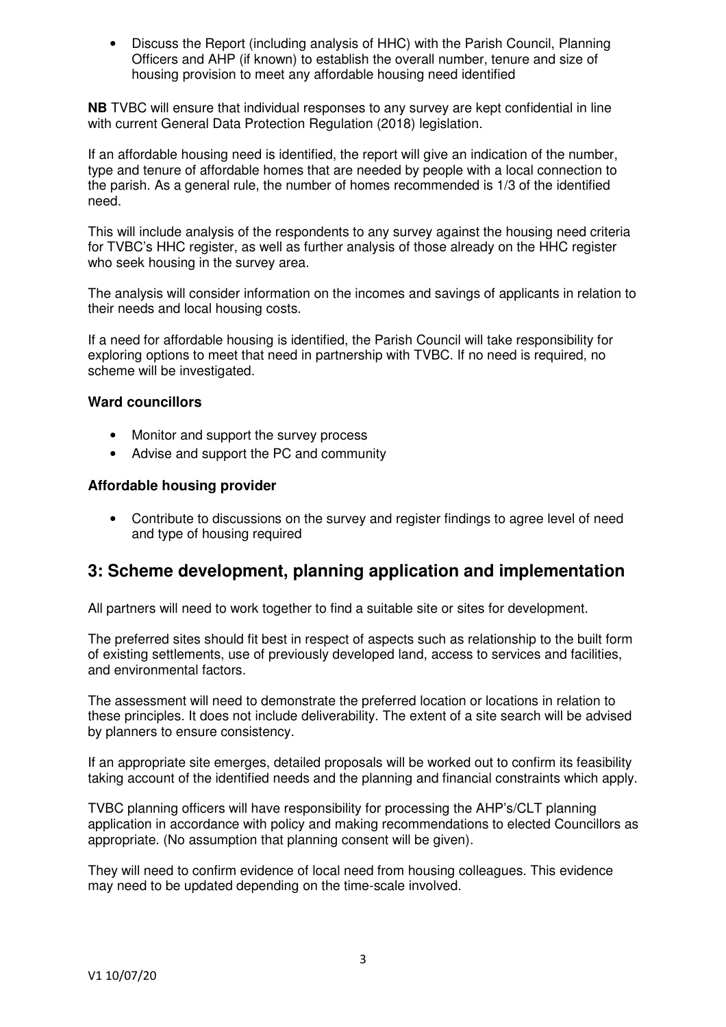- Discuss the Report (including analysis of HHC) with the Parish Council, Planning Officers and AHP (if known) to establish the overall number, tenure and size of housing provision to meet any affordable housing need identified

**NB** TVBC will ensure that individual responses to any survey are kept confidential in line with current General Data Protection Regulation (2018) legislation.

If an affordable housing need is identified, the report will give an indication of the number, type and tenure of affordable homes that are needed by people with a local connection to the parish. As a general rule, the number of homes recommended is 1/3 of the identified need.

This will include analysis of the respondents to any survey against the housing need criteria for TVBC's HHC register, as well as further analysis of those already on the HHC register who seek housing in the survey area.

The analysis will consider information on the incomes and savings of applicants in relation to their needs and local housing costs.

If a need for affordable housing is identified, the Parish Council will take responsibility for exploring options to meet that need in partnership with TVBC. If no need is required, no scheme will be investigated.

**Ward councillors**

- Monitor and support the survey process
- Advise and support the PC and community

**Affordable housing provider**

- Contribute to discussions on the survey and register findings to agree level of need and type of housing required

## 3: Scheme development, planning application and implementation

All partners will need to work together to find a suitable site or sites for development.

The preferred sites should fit best in respect of aspects such as relationship to the built form of existing settlements, use of previously developed land, access to services and facilities, and environmental factors.

The assessment will need to demonstrate the preferred location or locations in relation to these principles. It does not include deliverability. The extent of a site search will be advised by planners to ensure consistency.

If an appropriate site emerges, detailed proposals will be worked out to confirm its feasibility taking account of the identified needs and the planning and financial constraints which apply.

TVBC planning officers will have responsibility for processing the AHP's/CLT planning application in accordance with policy and making recommendations to elected Councillors as appropriate. (No assumption that planning consent will be given).

They will need to confirm evidence of local need from housing colleagues. This evidence may need to be updated depending on the time-scale involved.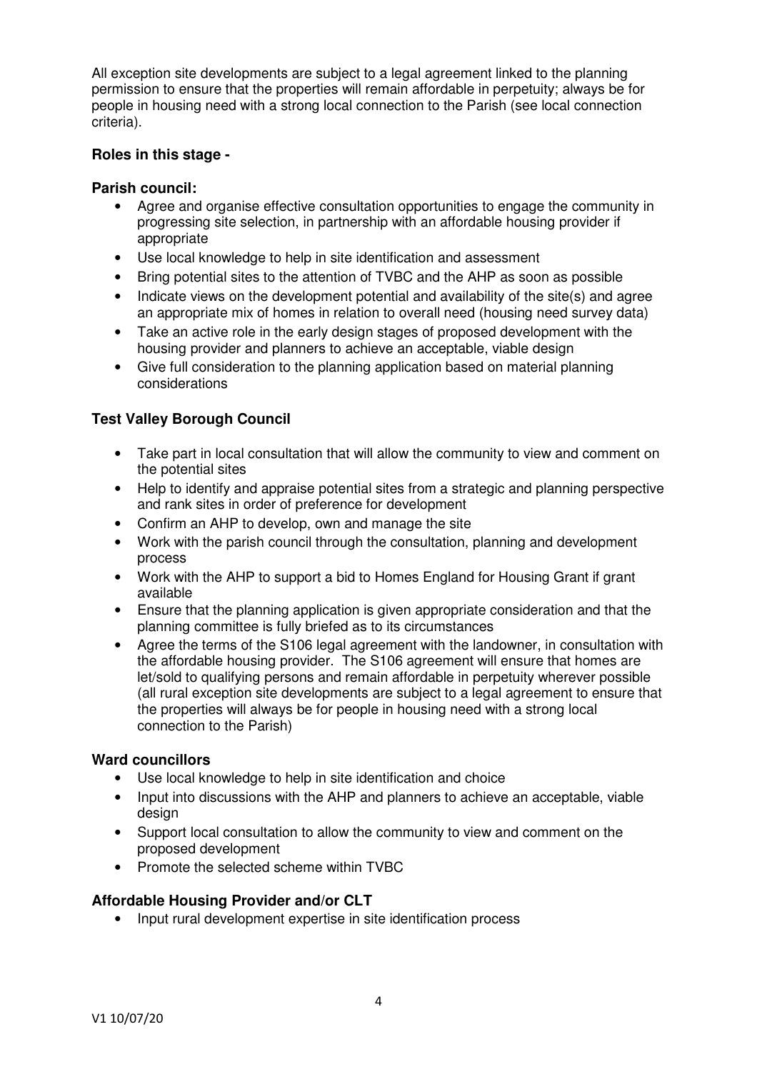All exception site developments are subject to a legal agreement linked to the planning permission to ensure that the properties will remain affordable in perpetuity; always be for people in housing need with a strong local connection to the Parish (see local connection criteria).

**Roles in this stage -**

**Parish council:**

- Agree and organise effective consultation opportunities to engage the community in progressing site selection, in partnership with an affordable housing provider if appropriate
- Use local knowledge to help in site identification and assessment
- Bring potential sites to the attention of TVBC and the AHP as soon as possible
- Indicate views on the development potential and availability of the site(s) and agree an appropriate mix of homes in relation to overall need (housing need survey data)
- Take an active role in the early design stages of proposed development with the housing provider and planners to achieve an acceptable, viable design
- Give full consideration to the planning application based on material planning considerations

**Test Valley Borough Council**

- Take part in local consultation that will allow the community to view and comment on the potential sites
- Help to identify and appraise potential sites from a strategic and planning perspective and rank sites in order of preference for development
- Confirm an AHP to develop, own and manage the site
- Work with the parish council through the consultation, planning and development process
- Work with the AHP to support a bid to Homes England for Housing Grant if grant available
- Ensure that the planning application is given appropriate consideration and that the planning committee is fully briefed as to its circumstances
- Agree the terms of the S106 legal agreement with the landowner, in consultation with the affordable housing provider. The S106 agreement will ensure that homes are let/sold to qualifying persons and remain affordable in perpetuity wherever possible (all rural exception site developments are subject to a legal agreement to ensure that the properties will always be for people in housing need with a strong local connection to the Parish)

**Ward councillors**

- Use local knowledge to help in site identification and choice
- Input into discussions with the AHP and planners to achieve an acceptable, viable design
- Support local consultation to allow the community to view and comment on the proposed development
- Promote the selected scheme within TVBC

**Affordable Housing Provider and/or CLT**

- Input rural development expertise in site identification process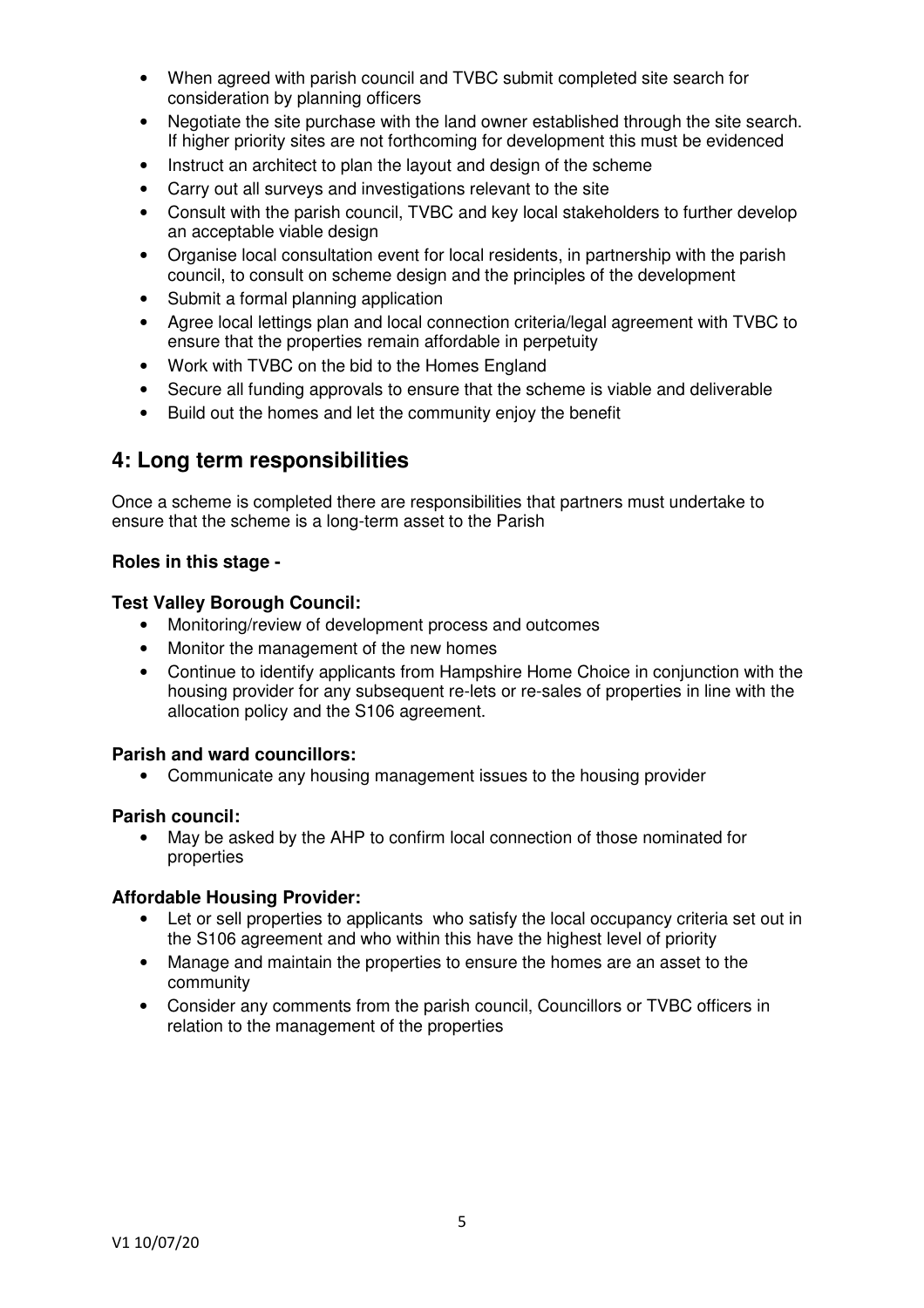- When agreed with parish council and TVBC submit completed site search for consideration by planning officers
- Negotiate the site purchase with the land owner established through the site search. If higher priority sites are not forthcoming for development this must be evidenced
- Instruct an architect to plan the layout and design of the scheme
- Carry out all surveys and investigations relevant to the site
- Consult with the parish council, TVBC and key local stakeholders to further develop an acceptable viable design
- Organise local consultation event for local residents, in partnership with the parish council, to consult on scheme design and the principles of the development
- Submit a formal planning application
- Agree local lettings plan and local connection criteria/legal agreement with TVBC to ensure that the properties remain affordable in perpetuity
- Work with TVBC on the bid to the Homes England
- Secure all funding approvals to ensure that the scheme is viable and deliverable
- Build out the homes and let the community enjoy the benefit

## 4: Long term responsibilities

Once a scheme is completed there are responsibilities that partners must undertake to ensure that the scheme is a long-term asset to the Parish

**Roles in this stage -**

**Test Valley Borough Council:**

- Monitoring/review of development process and outcomes
- Monitor the management of the new homes
- Continue to identify applicants from Hampshire Home Choice in conjunction with the housing provider for any subsequent re-lets or re-sales of properties in line with the allocation policy and the S106 agreement.

**Parish and ward councillors:**

- Communicate any housing management issues to the housing provider

**Parish council:**

- May be asked by the AHP to confirm local connection of those nominated for properties

**Affordable Housing Provider:**

- Let or sell properties to applicants who satisfy the local occupancy criteria set out in the S106 agreement and who within this have the highest level of priority
- Manage and maintain the properties to ensure the homes are an asset to the community
- Consider any comments from the parish council, Councillors or TVBC officers in relation to the management of the properties

V1 10/07/20